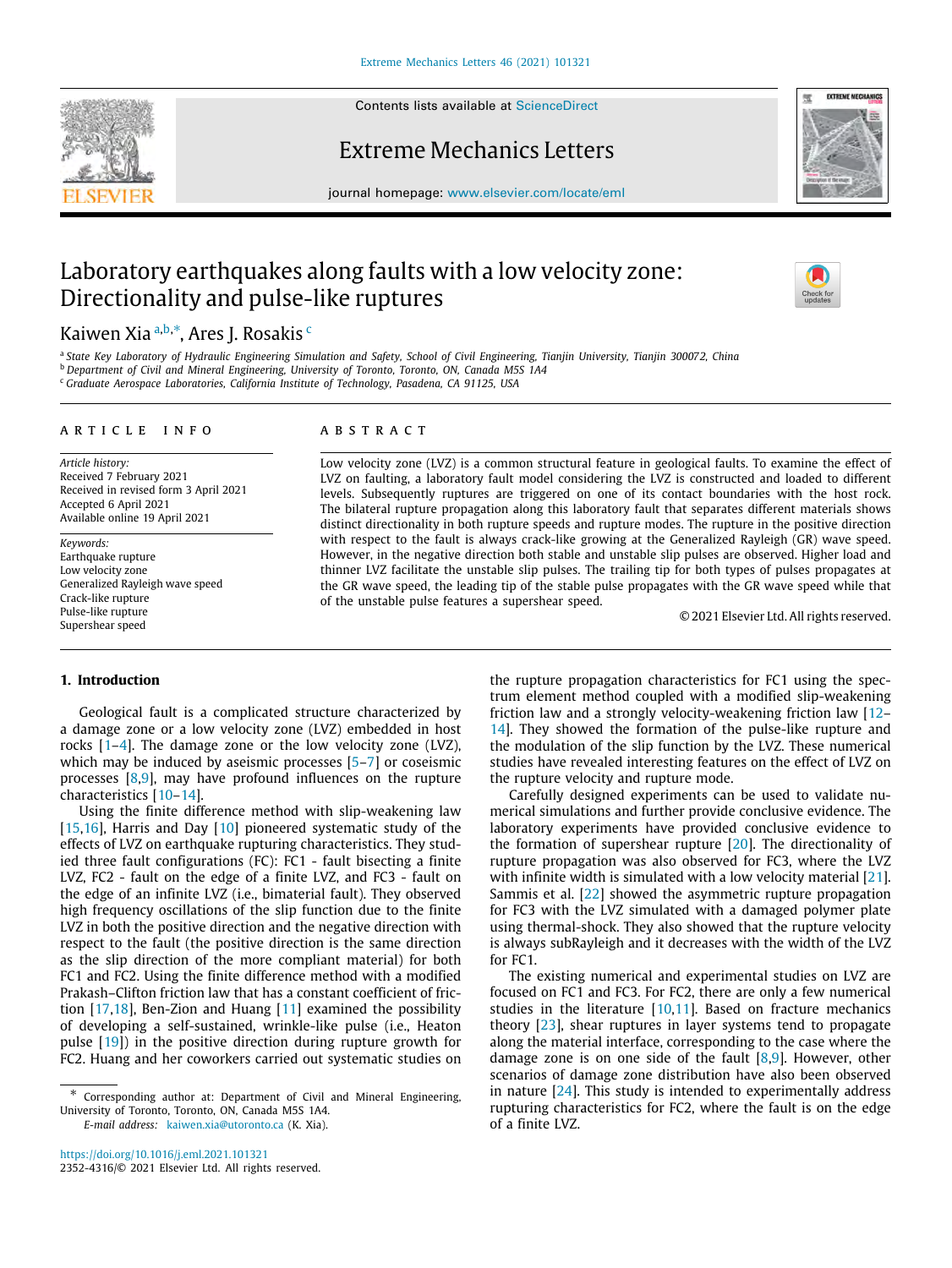# Laboratory earthquakes along faults with a low velocity zone: Directionality and pulse-like ruptures

Kaiwen Xia [a,b,*], Ares J. Rosakis [c]

[a] State Key Laboratory of Hydraulic Engineering Simulation and Safety, School of Civil Engineering, Tianjin University, Tianjin 300072, China
[b] Department of Civil and Mineral Engineering, University of Toronto, Toronto, ON, Canada M5S 1A4
[c] Graduate Aerospace Laboratories, California Institute of Technology, Pasadena, CA 91125, USA

## ARTICLE INFO

*Article history:*
Received 7 February 2021
Received in revised form 3 April 2021
Accepted 6 April 2021
Available online 19 April 2021

*Keywords:*
Earthquake rupture
Low velocity zone
Generalized Rayleigh wave speed
Crack-like rupture
Pulse-like rupture
Supershear speed

## ABSTRACT

Low velocity zone (LVZ) is a common structural feature in geological faults. To examine the effect of LVZ on faulting, a laboratory fault model considering the LVZ is constructed and loaded to different levels. Subsequently ruptures are triggered on one of its contact boundaries with the host rock. The bilateral rupture propagation along this laboratory fault that separates different materials shows distinct directionality in both rupture speeds and rupture modes. The rupture in the positive direction with respect to the fault is always crack-like growing at the Generalized Rayleigh (GR) wave speed. However, in the negative direction both stable and unstable slip pulses are observed. Higher load and thinner LVZ facilitate the unstable slip pulses. The trailing tip for both types of pulses propagates at the GR wave speed, the leading tip of the stable pulse propagates with the GR wave speed while that of the unstable pulse features a supershear speed.

© 2021 Elsevier Ltd. All rights reserved.

## 1. Introduction

Geological fault is a complicated structure characterized by a damage zone or a low velocity zone (LVZ) embedded in host rocks [1–4]. The damage zone or the low velocity zone (LVZ), which may be induced by aseismic processes [5–7] or coseismic processes [8,9], may have profound influences on the rupture characteristics [10–14].

Using the finite difference method with slip-weakening law [15,16], Harris and Day [10] pioneered systematic study of the effects of LVZ on earthquake rupturing characteristics. They studied three fault configurations (FC): FC1 - fault bisecting a finite LVZ, FC2 - fault on the edge of a finite LVZ, and FC3 - fault on the edge of an infinite LVZ (i.e., bimaterial fault). They observed high frequency oscillations of the slip function due to the finite LVZ in both the positive direction and the negative direction with respect to the fault (the positive direction is the same direction as the slip direction of the more compliant material) for both FC1 and FC2. Using the finite difference method with a modified Prakash–Clifton friction law that has a constant coefficient of friction [17,18], Ben-Zion and Huang [11] examined the possibility of developing a self-sustained, wrinkle-like pulse (i.e., Heaton pulse [19]) in the positive direction during rupture growth for FC2. Huang and her coworkers carried out systematic studies on the rupture propagation characteristics for FC1 using the spectrum element method coupled with a modified slip-weakening friction law and a strongly velocity-weakening friction law [12–14]. They showed the formation of the pulse-like rupture and the modulation of the slip function by the LVZ. These numerical studies have revealed interesting features on the effect of LVZ on the rupture velocity and rupture mode.

Carefully designed experiments can be used to validate numerical simulations and further provide conclusive evidence. The laboratory experiments have provided conclusive evidence to the formation of supershear rupture [20]. The directionality of rupture propagation was also observed for FC3, where the LVZ with infinite width is simulated with a low velocity material [21]. Sammis et al. [22] showed the asymmetric rupture propagation for FC3 with the LVZ simulated with a damaged polymer plate using thermal-shock. They also showed that the rupture velocity is always subRayleigh and it decreases with the width of the LVZ for FC1.

The existing numerical and experimental studies on LVZ are focused on FC1 and FC3. For FC2, there are only a few numerical studies in the literature [10,11]. Based on fracture mechanics theory [23], shear ruptures in layer systems tend to propagate along the material interface, corresponding to the case where the damage zone is on one side of the fault [8,9]. However, other scenarios of damage zone distribution have also been observed in nature [24]. This study is intended to experimentally address rupturing characteristics for FC2, where the fault is on the edge of a finite LVZ.

\* Corresponding author at: Department of Civil and Mineral Engineering, University of Toronto, Toronto, ON, Canada M5S 1A4.
*E-mail address:* kaiwen.xia@utoronto.ca (K. Xia).

https://doi.org/10.1016/j.eml.2021.101321
2352-4316/© 2021 Elsevier Ltd. All rights reserved.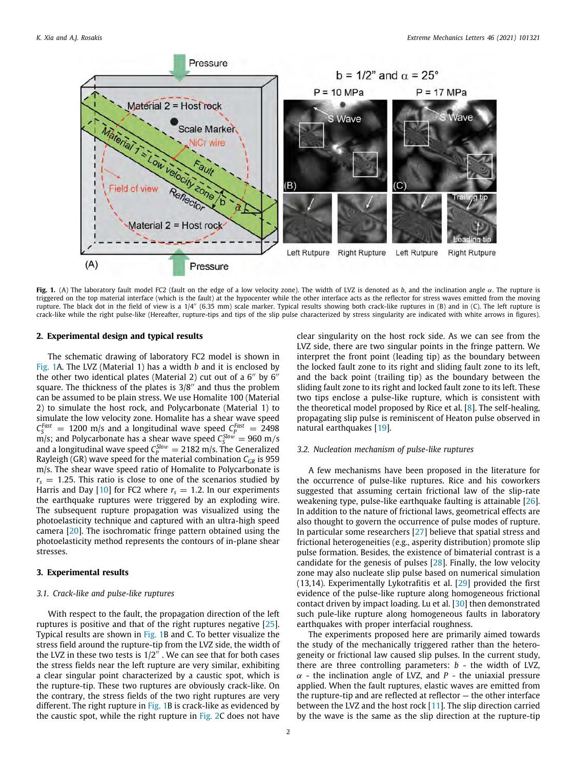Pressure

Material 2 = Host rock

Scale Marker

NiCr wire

Material 1 = Low velocity zone

Fault

Field of view

Reflector

b

α

Material 2 = Host rock

Pressure

(A)

b = 1/2" and α = 25°

P = 10 MPa

P = 17 MPa

S Wave

S Wave

(B)

(C)

Trailing tip

Leading tip

Left Rutpure

Right Rupture

Left Rutpure

Right Rupture

**Fig. 1.** (A) The laboratory fault model FC2 (fault on the edge of a low velocity zone). The width of LVZ is denoted as $b$, and the inclination angle $\alpha$. The rupture is triggered on the top material interface (which is the fault) at the hypocenter while the other interface acts as the reflector for stress waves emitted from the moving rupture. The black dot in the field of view is a 1/4″ (6.35 mm) scale marker. Typical results showing both crack-like ruptures in (B) and in (C). The left rupture is crack-like while the right pulse-like (Hereafter, rupture-tips and tips of the slip pulse characterized by stress singularity are indicated with white arrows in figures).

## 2. Experimental design and typical results

The schematic drawing of laboratory FC2 model is shown in Fig. 1A. The LVZ (Material 1) has a width $b$ and it is enclosed by the other two identical plates (Material 2) cut out of a 6″ by 6″ square. The thickness of the plates is 3/8″ and thus the problem can be assumed to be plain stress. We use Homalite 100 (Material 2) to simulate the host rock, and Polycarbonate (Material 1) to simulate the low velocity zone. Homalite has a shear wave speed $C_S^{Fast} = 1200$ m/s and a longitudinal wave speed $C_P^{Fast} = 2498$ m/s; and Polycarbonate has a shear wave speed $C_S^{Slow} = 960$ m/s and a longitudinal wave speed $C_P^{Slow} = 2182$ m/s. The Generalized Rayleigh (GR) wave speed for the material combination $C_{GR}$ is 959 m/s. The shear wave speed ratio of Homalite to Polycarbonate is $r_s = 1.25$. This ratio is close to one of the scenarios studied by Harris and Day [10] for FC2 where $r_s = 1.2$. In our experiments the earthquake ruptures were triggered by an exploding wire. The subsequent rupture propagation was visualized using the photoelasticity technique and captured with an ultra-high speed camera [20]. The isochromatic fringe pattern obtained using the photoelasticity method represents the contours of in-plane shear stresses.

## 3. Experimental results

### 3.1. Crack-like and pulse-like ruptures

With respect to the fault, the propagation direction of the left ruptures is positive and that of the right ruptures negative [25]. Typical results are shown in Fig. 1B and C. To better visualize the stress field around the rupture-tip from the LVZ side, the width of the LVZ in these two tests is 1/2″ . We can see that for both cases the stress fields near the left rupture are very similar, exhibiting a clear singular point characterized by a caustic spot, which is the rupture-tip. These two ruptures are obviously crack-like. On the contrary, the stress fields of the two right ruptures are very different. The right rupture in Fig. 1B is crack-like as evidenced by the caustic spot, while the right rupture in Fig. 2C does not have clear singularity on the host rock side. As we can see from the LVZ side, there are two singular points in the fringe pattern. We interpret the front point (leading tip) as the boundary between the locked fault zone to its right and sliding fault zone to its left, and the back point (trailing tip) as the boundary between the sliding fault zone to its right and locked fault zone to its left. These two tips enclose a pulse-like rupture, which is consistent with the theoretical model proposed by Rice et al. [8]. The self-healing, propagating slip pulse is reminiscent of Heaton pulse observed in natural earthquakes [19].

### 3.2. Nucleation mechanism of pulse-like ruptures

A few mechanisms have been proposed in the literature for the occurrence of pulse-like ruptures. Rice and his coworkers suggested that assuming certain frictional law of the slip-rate weakening type, pulse-like earthquake faulting is attainable [26]. In addition to the nature of frictional laws, geometrical effects are also thought to govern the occurrence of pulse modes of rupture. In particular some researchers [27] believe that spatial stress and frictional heterogeneities (e.g., asperity distribution) promote slip pulse formation. Besides, the existence of bimaterial contrast is a candidate for the genesis of pulses [28]. Finally, the low velocity zone may also nucleate slip pulse based on numerical simulation (13,14). Experimentally Lykotrafitis et al. [29] provided the first evidence of the pulse-like rupture along homogeneous frictional contact driven by impact loading. Lu et al. [30] then demonstrated such pule-like rupture along homogeneous faults in laboratory earthquakes with proper interfacial roughness.

The experiments proposed here are primarily aimed towards the study of the mechanically triggered rather than the heterogeneity or frictional law caused slip pulses. In the current study, there are three controlling parameters: $b$ - the width of LVZ, $\alpha$ - the inclination angle of LVZ, and $P$ - the uniaxial pressure applied. When the fault ruptures, elastic waves are emitted from the rupture-tip and are reflected at reflector — the other interface between the LVZ and the host rock [11]. The slip direction carried by the wave is the same as the slip direction at the rupture-tip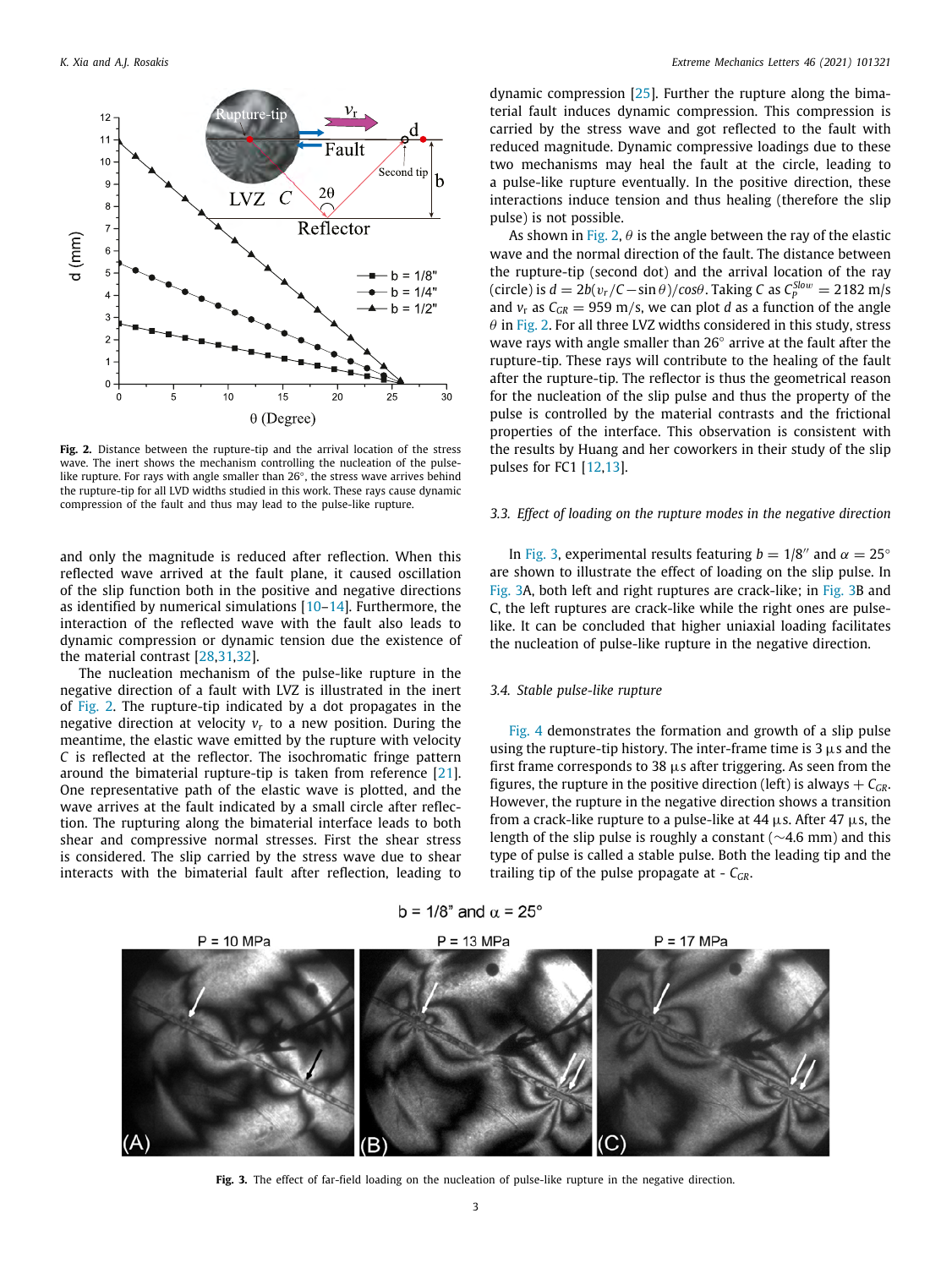12
11
10
9
8
7
6
5
4
3
2
1
0
d (mm)
0
5
10
15
20
25
30
θ (Degree)
Rupture-tip
$v_r$
d
Fault
Second tip
b
LVZ $C$
2θ
Reflector
b = 1/8"
b = 1/4"
b = 1/2"

**Fig. 2.** Distance between the rupture-tip and the arrival location of the stress wave. The inert shows the mechanism controlling the nucleation of the pulse-like rupture. For rays with angle smaller than 26°, the stress wave arrives behind the rupture-tip for all LVD widths studied in this work. These rays cause dynamic compression of the fault and thus may lead to the pulse-like rupture.

and only the magnitude is reduced after reflection. When this reflected wave arrived at the fault plane, it caused oscillation of the slip function both in the positive and negative directions as identified by numerical simulations [10–14]. Furthermore, the interaction of the reflected wave with the fault also leads to dynamic compression or dynamic tension due the existence of the material contrast [28,31,32].

The nucleation mechanism of the pulse-like rupture in the negative direction of a fault with LVZ is illustrated in the inert of Fig. 2. The rupture-tip indicated by a dot propagates in the negative direction at velocity $v_r$ to a new position. During the meantime, the elastic wave emitted by the rupture with velocity $C$ is reflected at the reflector. The isochromatic fringe pattern around the bimaterial rupture-tip is taken from reference [21]. One representative path of the elastic wave is plotted, and the wave arrives at the fault indicated by a small circle after reflection. The rupturing along the bimaterial interface leads to both shear and compressive normal stresses. First the shear stress is considered. The slip carried by the stress wave due to shear interacts with the bimaterial fault after reflection, leading to dynamic compression [25]. Further the rupture along the bimaterial fault induces dynamic compression. This compression is carried by the stress wave and got reflected to the fault with reduced magnitude. Dynamic compressive loadings due to these two mechanisms may heal the fault at the circle, leading to a pulse-like rupture eventually. In the positive direction, these interactions induce tension and thus healing (therefore the slip pulse) is not possible.

As shown in Fig. 2, $\theta$ is the angle between the ray of the elastic wave and the normal direction of the fault. The distance between the rupture-tip (second dot) and the arrival location of the ray (circle) is $d = 2b(v_r/C - \sin\theta)/cos\theta$. Taking $C$ as $C_P^{Slow} = 2182$ m/s and $v_r$ as $C_{GR} = 959$ m/s, we can plot $d$ as a function of the angle $\theta$ in Fig. 2. For all three LVZ widths considered in this study, stress wave rays with angle smaller than 26° arrive at the fault after the rupture-tip. These rays will contribute to the healing of the fault after the rupture-tip. The reflector is thus the geometrical reason for the nucleation of the slip pulse and thus the property of the pulse is controlled by the material contrasts and the frictional properties of the interface. This observation is consistent with the results by Huang and her coworkers in their study of the slip pulses for FC1 [12,13].

### *3.3. Effect of loading on the rupture modes in the negative direction*

In Fig. 3, experimental results featuring $b = 1/8''$ and $\alpha = 25°$ are shown to illustrate the effect of loading on the slip pulse. In Fig. 3A, both left and right ruptures are crack-like; in Fig. 3B and C, the left ruptures are crack-like while the right ones are pulse-like. It can be concluded that higher uniaxial loading facilitates the nucleation of pulse-like rupture in the negative direction.

### *3.4. Stable pulse-like rupture*

Fig. 4 demonstrates the formation and growth of a slip pulse using the rupture-tip history. The inter-frame time is 3 µs and the first frame corresponds to 38 µs after triggering. As seen from the figures, the rupture in the positive direction (left) is always $+ C_{GR}$. However, the rupture in the negative direction shows a transition from a crack-like rupture to a pulse-like at 44 µs. After 47 µs, the length of the slip pulse is roughly a constant (∼4.6 mm) and this type of pulse is called a stable pulse. Both the leading tip and the trailing tip of the pulse propagate at - $C_{GR}$.

b = 1/8" and α = 25°
P = 10 MPa
P = 13 MPa
P = 17 MPa
(A)
(B)
(C)

**Fig. 3.** The effect of far-field loading on the nucleation of pulse-like rupture in the negative direction.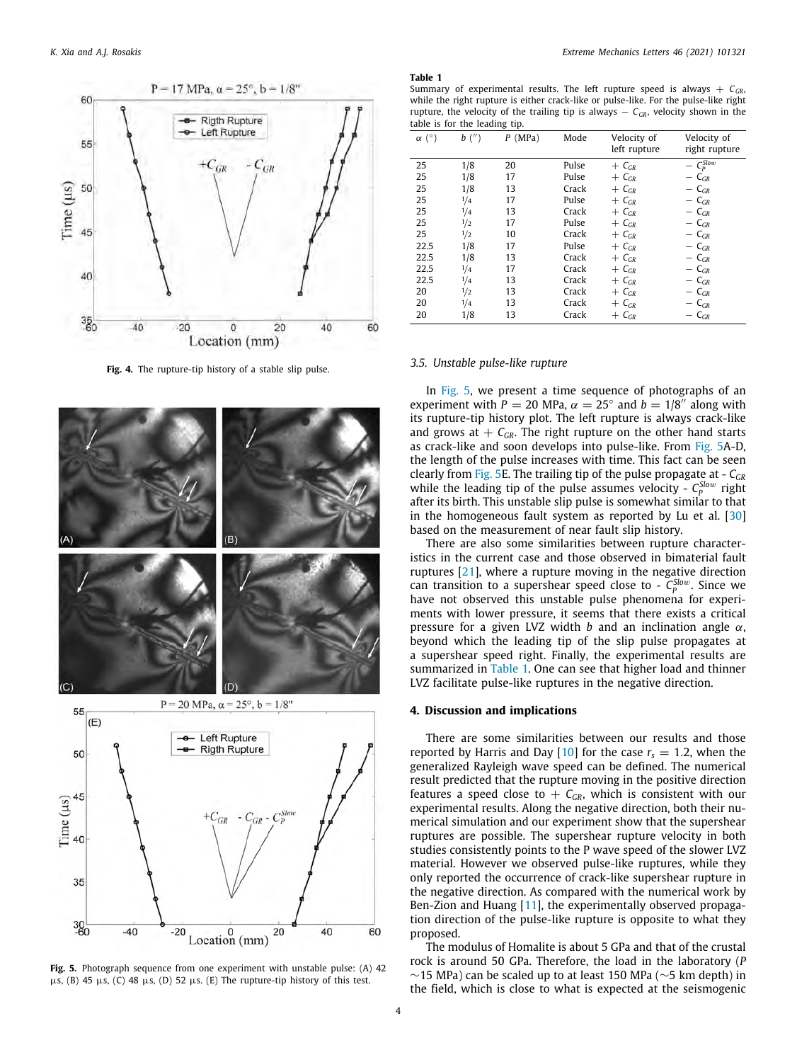P = 17 MPa, α = 25°, b = 1/8"

Rigth Rupture
Left Rupture

$+C_{GR}$ $-C_{GR}$

Time (μs)

Location (mm)

**Fig. 4.** The rupture-tip history of a stable slip pulse.

(A) (B) (C) (D)

P = 20 MPa, α = 25°, b = 1/8"

(E)

Left Rupture
Rigth Rupture

$+C_{GR}$ $-C_{GR}$ $-C_P^{Slow}$

Time (μs)

Location (mm)

**Fig. 5.** Photograph sequence from one experiment with unstable pulse: (A) 42 μs, (B) 45 μs, (C) 48 μs, (D) 52 μs. (E) The rupture-tip history of this test.

**Table 1**
Summary of experimental results. The left rupture speed is always $+C_{GR}$, while the right rupture is either crack-like or pulse-like. For the pulse-like right rupture, the velocity of the trailing tip is always $-C_{GR}$, velocity shown in the table is for the leading tip.

| $\alpha$ (°) | $b$ (″) | $P$ (MPa) | Mode | Velocity of left rupture | Velocity of right rupture |
|---|---|---|---|---|---|
| 25 | 1/8 | 20 | Pulse | $+C_{GR}$ | $-C_P^{Slow}$ |
| 25 | 1/8 | 17 | Pulse | $+C_{GR}$ | $-C_{GR}$ |
| 25 | 1/8 | 13 | Crack | $+C_{GR}$ | $-C_{GR}$ |
| 25 | 1/4 | 17 | Pulse | $+C_{GR}$ | $-C_{GR}$ |
| 25 | 1/4 | 13 | Crack | $+C_{GR}$ | $-C_{GR}$ |
| 25 | 1/2 | 17 | Pulse | $+C_{GR}$ | $-C_{GR}$ |
| 25 | 1/2 | 10 | Crack | $+C_{GR}$ | $-C_{GR}$ |
| 22.5 | 1/8 | 17 | Pulse | $+C_{GR}$ | $-C_{GR}$ |
| 22.5 | 1/8 | 13 | Crack | $+C_{GR}$ | $-C_{GR}$ |
| 22.5 | 1/4 | 17 | Crack | $+C_{GR}$ | $-C_{GR}$ |
| 22.5 | 1/4 | 13 | Crack | $+C_{GR}$ | $-C_{GR}$ |
| 20 | 1/2 | 13 | Crack | $+C_{GR}$ | $-C_{GR}$ |
| 20 | 1/4 | 13 | Crack | $+C_{GR}$ | $-C_{GR}$ |
| 20 | 1/8 | 13 | Crack | $+C_{GR}$ | $-C_{GR}$ |

### 3.5. Unstable pulse-like rupture

In Fig. 5, we present a time sequence of photographs of an experiment with $P = 20$ MPa, $\alpha = 25°$ and $b = 1/8''$ along with its rupture-tip history plot. The left rupture is always crack-like and grows at $+C_{GR}$. The right rupture on the other hand starts as crack-like and soon develops into pulse-like. From Fig. 5A-D, the length of the pulse increases with time. This fact can be seen clearly from Fig. 5E. The trailing tip of the pulse propagate at - $C_{GR}$ while the leading tip of the pulse assumes velocity - $C_P^{Slow}$ right after its birth. This unstable slip pulse is somewhat similar to that in the homogeneous fault system as reported by Lu et al. [30] based on the measurement of near fault slip history.

There are also some similarities between rupture characteristics in the current case and those observed in bimaterial fault ruptures [21], where a rupture moving in the negative direction can transition to a supershear speed close to - $C_P^{Slow}$. Since we have not observed this unstable pulse phenomena for experiments with lower pressure, it seems that there exists a critical pressure for a given LVZ width $b$ and an inclination angle $\alpha$, beyond which the leading tip of the slip pulse propagates at a supershear speed right. Finally, the experimental results are summarized in Table 1. One can see that higher load and thinner LVZ facilitate pulse-like ruptures in the negative direction.

## 4. Discussion and implications

There are some similarities between our results and those reported by Harris and Day [10] for the case $r_s = 1.2$, when the generalized Rayleigh wave speed can be defined. The numerical result predicted that the rupture moving in the positive direction features a speed close to $+C_{GR}$, which is consistent with our experimental results. Along the negative direction, both their numerical simulation and our experiment show that the supershear ruptures are possible. The supershear rupture velocity in both studies consistently points to the P wave speed of the slower LVZ material. However we observed pulse-like ruptures, while they only reported the occurrence of crack-like supershear rupture in the negative direction. As compared with the numerical work by Ben-Zion and Huang [11], the experimentally observed propagation direction of the pulse-like rupture is opposite to what they proposed.

The modulus of Homalite is about 5 GPa and that of the crustal rock is around 50 GPa. Therefore, the load in the laboratory ($P$ ~15 MPa) can be scaled up to at least 150 MPa (~5 km depth) in the field, which is close to what is expected at the seismogenic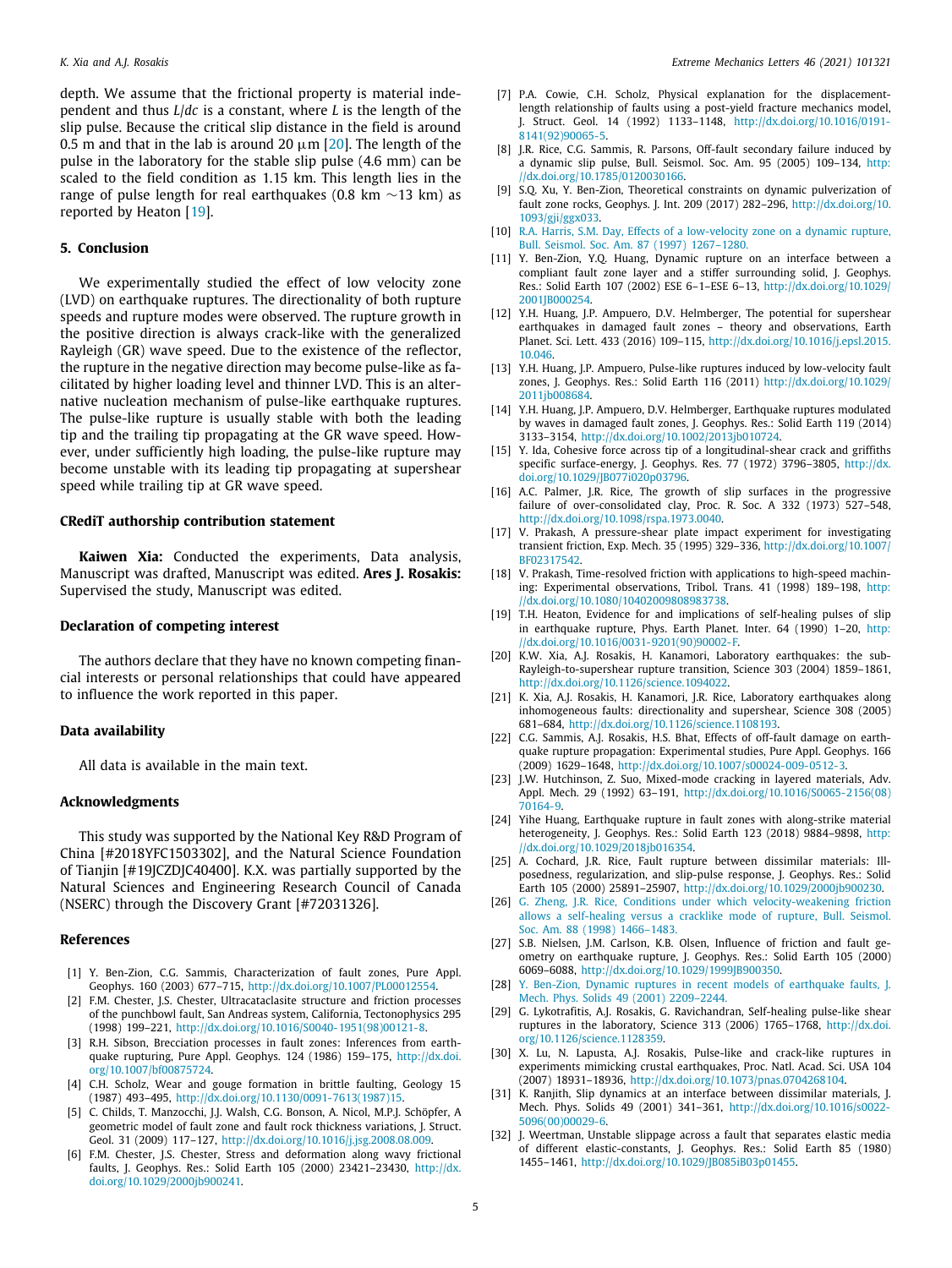depth. We assume that the frictional property is material independent and thus $L/dc$ is a constant, where $L$ is the length of the slip pulse. Because the critical slip distance in the field is around 0.5 m and that in the lab is around 20 μm [20]. The length of the pulse in the laboratory for the stable slip pulse (4.6 mm) can be scaled to the field condition as 1.15 km. This length lies in the range of pulse length for real earthquakes (0.8 km ∼13 km) as reported by Heaton [19].

## 5. Conclusion

We experimentally studied the effect of low velocity zone (LVD) on earthquake ruptures. The directionality of both rupture speeds and rupture modes were observed. The rupture growth in the positive direction is always crack-like with the generalized Rayleigh (GR) wave speed. Due to the existence of the reflector, the rupture in the negative direction may become pulse-like as facilitated by higher loading level and thinner LVD. This is an alternative nucleation mechanism of pulse-like earthquake ruptures. The pulse-like rupture is usually stable with both the leading tip and the trailing tip propagating at the GR wave speed. However, under sufficiently high loading, the pulse-like rupture may become unstable with its leading tip propagating at supershear speed while trailing tip at GR wave speed.

## CRediT authorship contribution statement

**Kaiwen Xia:** Conducted the experiments, Data analysis, Manuscript was drafted, Manuscript was edited. **Ares J. Rosakis:** Supervised the study, Manuscript was edited.

## Declaration of competing interest

The authors declare that they have no known competing financial interests or personal relationships that could have appeared to influence the work reported in this paper.

## Data availability

All data is available in the main text.

## Acknowledgments

This study was supported by the National Key R&D Program of China [#2018YFC1503302], and the Natural Science Foundation of Tianjin [#19JCZDJC40400]. K.X. was partially supported by the Natural Sciences and Engineering Research Council of Canada (NSERC) through the Discovery Grant [#72031326].

## References

[1] Y. Ben-Zion, C.G. Sammis, Characterization of fault zones, Pure Appl. Geophys. 160 (2003) 677–715, http://dx.doi.org/10.1007/PL00012554.

[2] F.M. Chester, J.S. Chester, Ultracataclasite structure and friction processes of the punchbowl fault, San Andreas system, California, Tectonophysics 295 (1998) 199–221, http://dx.doi.org/10.1016/S0040-1951(98)00121-8.

[3] R.H. Sibson, Brecciation processes in fault zones: Inferences from earthquake rupturing, Pure Appl. Geophys. 124 (1986) 159–175, http://dx.doi.org/10.1007/bf00875724.

[4] C.H. Scholz, Wear and gouge formation in brittle faulting, Geology 15 (1987) 493–495, http://dx.doi.org/10.1130/0091-7613(1987)15.

[5] C. Childs, T. Manzocchi, J.J. Walsh, C.G. Bonson, A. Nicol, M.P.J. Schöpfer, A geometric model of fault zone and fault rock thickness variations, J. Struct. Geol. 31 (2009) 117–127, http://dx.doi.org/10.1016/j.jsg.2008.08.009.

[6] F.M. Chester, J.S. Chester, Stress and deformation along wavy frictional faults, J. Geophys. Res.: Solid Earth 105 (2000) 23421–23430, http://dx.doi.org/10.1029/2000jb900241.

[7] P.A. Cowie, C.H. Scholz, Physical explanation for the displacement-length relationship of faults using a post-yield fracture mechanics model, J. Struct. Geol. 14 (1992) 1133–1148, http://dx.doi.org/10.1016/0191-8141(92)90065-5.

[8] J.R. Rice, C.G. Sammis, R. Parsons, Off-fault secondary failure induced by a dynamic slip pulse, Bull. Seismol. Soc. Am. 95 (2005) 109–134, http://dx.doi.org/10.1785/0120030166.

[9] S.Q. Xu, Y. Ben-Zion, Theoretical constraints on dynamic pulverization of fault zone rocks, Geophys. J. Int. 209 (2017) 282–296, http://dx.doi.org/10.1093/gji/ggx033.

[10] R.A. Harris, S.M. Day, Effects of a low-velocity zone on a dynamic rupture, Bull. Seismol. Soc. Am. 87 (1997) 1267–1280.

[11] Y. Ben-Zion, Y.Q. Huang, Dynamic rupture on an interface between a compliant fault zone layer and a stiffer surrounding solid, J. Geophys. Res.: Solid Earth 107 (2002) ESE 6–1–ESE 6–13, http://dx.doi.org/10.1029/2001JB000254.

[12] Y.H. Huang, J.P. Ampuero, D.V. Helmberger, The potential for supershear earthquakes in damaged fault zones – theory and observations, Earth Planet. Sci. Lett. 433 (2016) 109–115, http://dx.doi.org/10.1016/j.epsl.2015.10.046.

[13] Y.H. Huang, J.P. Ampuero, Pulse-like ruptures induced by low-velocity fault zones, J. Geophys. Res.: Solid Earth 116 (2011) http://dx.doi.org/10.1029/2011jb008684.

[14] Y.H. Huang, J.P. Ampuero, D.V. Helmberger, Earthquake ruptures modulated by waves in damaged fault zones, J. Geophys. Res.: Solid Earth 119 (2014) 3133–3154, http://dx.doi.org/10.1002/2013jb010724.

[15] Y. Ida, Cohesive force across tip of a longitudinal-shear crack and griffiths specific surface-energy, J. Geophys. Res. 77 (1972) 3796–3805, http://dx.doi.org/10.1029/JB077i020p03796.

[16] A.C. Palmer, J.R. Rice, The growth of slip surfaces in the progressive failure of over-consolidated clay, Proc. R. Soc. A 332 (1973) 527–548, http://dx.doi.org/10.1098/rspa.1973.0040.

[17] V. Prakash, A pressure-shear plate impact experiment for investigating transient friction, Exp. Mech. 35 (1995) 329–336, http://dx.doi.org/10.1007/BF02317542.

[18] V. Prakash, Time-resolved friction with applications to high-speed machining: Experimental observations, Tribol. Trans. 41 (1998) 189–198, http://dx.doi.org/10.1080/10402009808983738.

[19] T.H. Heaton, Evidence for and implications of self-healing pulses of slip in earthquake rupture, Phys. Earth Planet. Inter. 64 (1990) 1–20, http://dx.doi.org/10.1016/0031-9201(90)90002-F.

[20] K.W. Xia, A.J. Rosakis, H. Kanamori, Laboratory earthquakes: the sub-Rayleigh-to-supershear rupture transition, Science 303 (2004) 1859–1861, http://dx.doi.org/10.1126/science.1094022.

[21] K. Xia, A.J. Rosakis, H. Kanamori, J.R. Rice, Laboratory earthquakes along inhomogeneous faults: directionality and supershear, Science 308 (2005) 681–684, http://dx.doi.org/10.1126/science.1108193.

[22] C.G. Sammis, A.J. Rosakis, H.S. Bhat, Effects of off-fault damage on earthquake rupture propagation: Experimental studies, Pure Appl. Geophys. 166 (2009) 1629–1648, http://dx.doi.org/10.1007/s00024-009-0512-3.

[23] J.W. Hutchinson, Z. Suo, Mixed-mode cracking in layered materials, Adv. Appl. Mech. 29 (1992) 63–191, http://dx.doi.org/10.1016/S0065-2156(08)70164-9.

[24] Yihe Huang, Earthquake rupture in fault zones with along-strike material heterogeneity, J. Geophys. Res.: Solid Earth 123 (2018) 9884–9898, http://dx.doi.org/10.1029/2018jb016354.

[25] A. Cochard, J.R. Rice, Fault rupture between dissimilar materials: Ill-posedness, regularization, and slip-pulse response, J. Geophys. Res.: Solid Earth 105 (2000) 25891–25907, http://dx.doi.org/10.1029/2000jb900230.

[26] G. Zheng, J.R. Rice, Conditions under which velocity-weakening friction allows a self-healing versus a cracklike mode of rupture, Bull. Seismol. Soc. Am. 88 (1998) 1466–1483.

[27] S.B. Nielsen, J.M. Carlson, K.B. Olsen, Influence of friction and fault geometry on earthquake rupture, J. Geophys. Res.: Solid Earth 105 (2000) 6069–6088, http://dx.doi.org/10.1029/1999JB900350.

[28] Y. Ben-Zion, Dynamic ruptures in recent models of earthquake faults, J. Mech. Phys. Solids 49 (2001) 2209–2244.

[29] G. Lykotrafitis, A.J. Rosakis, G. Ravichandran, Self-healing pulse-like shear ruptures in the laboratory, Science 313 (2006) 1765–1768, http://dx.doi.org/10.1126/science.1128359.

[30] X. Lu, N. Lapusta, A.J. Rosakis, Pulse-like and crack-like ruptures in experiments mimicking crustal earthquakes, Proc. Natl. Acad. Sci. USA 104 (2007) 18931–18936, http://dx.doi.org/10.1073/pnas.0704268104.

[31] K. Ranjith, Slip dynamics at an interface between dissimilar materials, J. Mech. Phys. Solids 49 (2001) 341–361, http://dx.doi.org/10.1016/s0022-5096(00)00029-6.

[32] J. Weertman, Unstable slippage across a fault that separates elastic media of different elastic-constants, J. Geophys. Res.: Solid Earth 85 (1980) 1455–1461, http://dx.doi.org/10.1029/JB085iB03p01455.